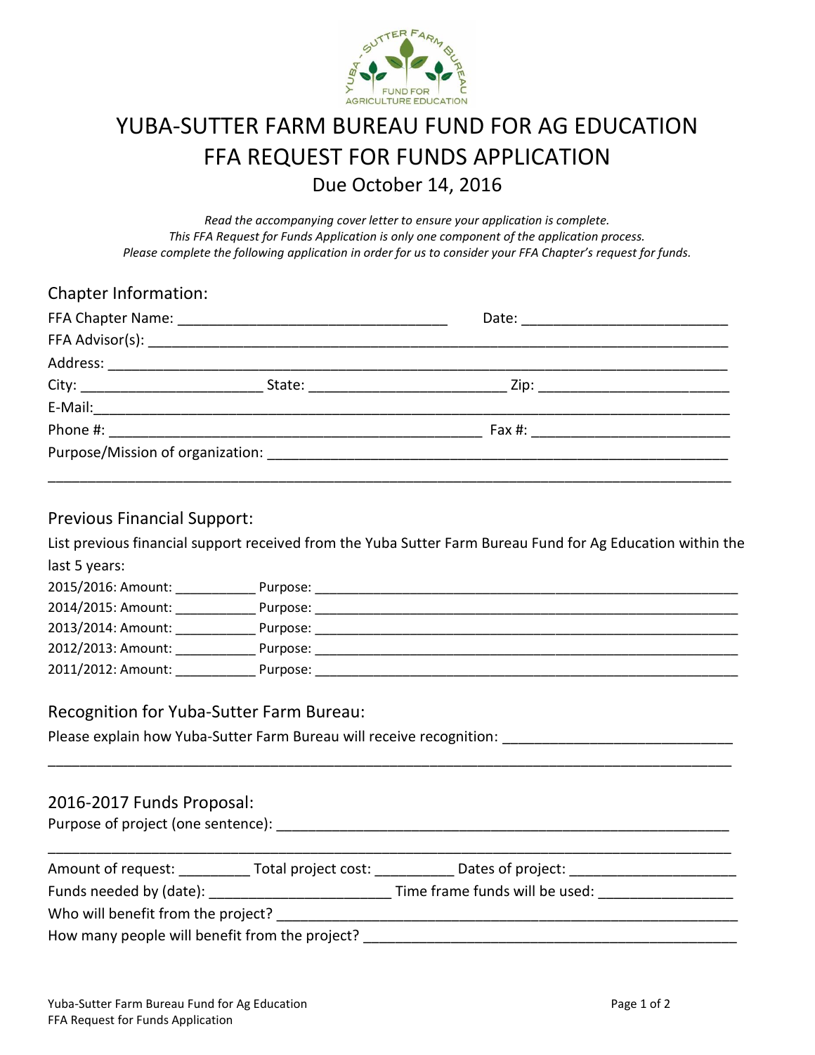# YUBA-SUTTER FARM BUREAU FUND FOR AG EDUCATION
# FFA REQUEST FOR FUNDS APPLICATION

## Due October 14, 2016

*Read the accompanying cover letter to ensure your application is complete.*
*This FFA Request for Funds Application is only one component of the application process.*
*Please complete the following application in order for us to consider your FFA Chapter's request for funds.*

## Chapter Information:

FFA Chapter Name: __________________________________ Date: __________________________

FFA Advisor(s): ________________________________________________________________________

Address: _______________________________________________________________________________

City: _______________________ State: _________________________ Zip: ________________________

E-Mail: ________________________________________________________________________________

Phone #: ________________________________________________ Fax #: __________________________

Purpose/Mission of organization: _____________________________________________________

________________________________________________________________________________________

## Previous Financial Support:

List previous financial support received from the Yuba Sutter Farm Bureau Fund for Ag Education within the last 5 years:

2015/2016: Amount: ___________ Purpose: ___________________________________________________

2014/2015: Amount: ___________ Purpose: ___________________________________________________

2013/2014: Amount: ___________ Purpose: ___________________________________________________

2012/2013: Amount: ___________ Purpose: ___________________________________________________

2011/2012: Amount: ___________ Purpose: ___________________________________________________

## Recognition for Yuba-Sutter Farm Bureau:

Please explain how Yuba-Sutter Farm Bureau will receive recognition: ____________________________

________________________________________________________________________________________

## 2016-2017 Funds Proposal:

Purpose of project (one sentence): ____________________________________________________

________________________________________________________________________________________

Amount of request: _________ Total project cost: __________ Dates of project: _____________________

Funds needed by (date): ______________________ Time frame funds will be used: ________________

Who will benefit from the project? _____________________________________________________

How many people will benefit from the project? __________________________________________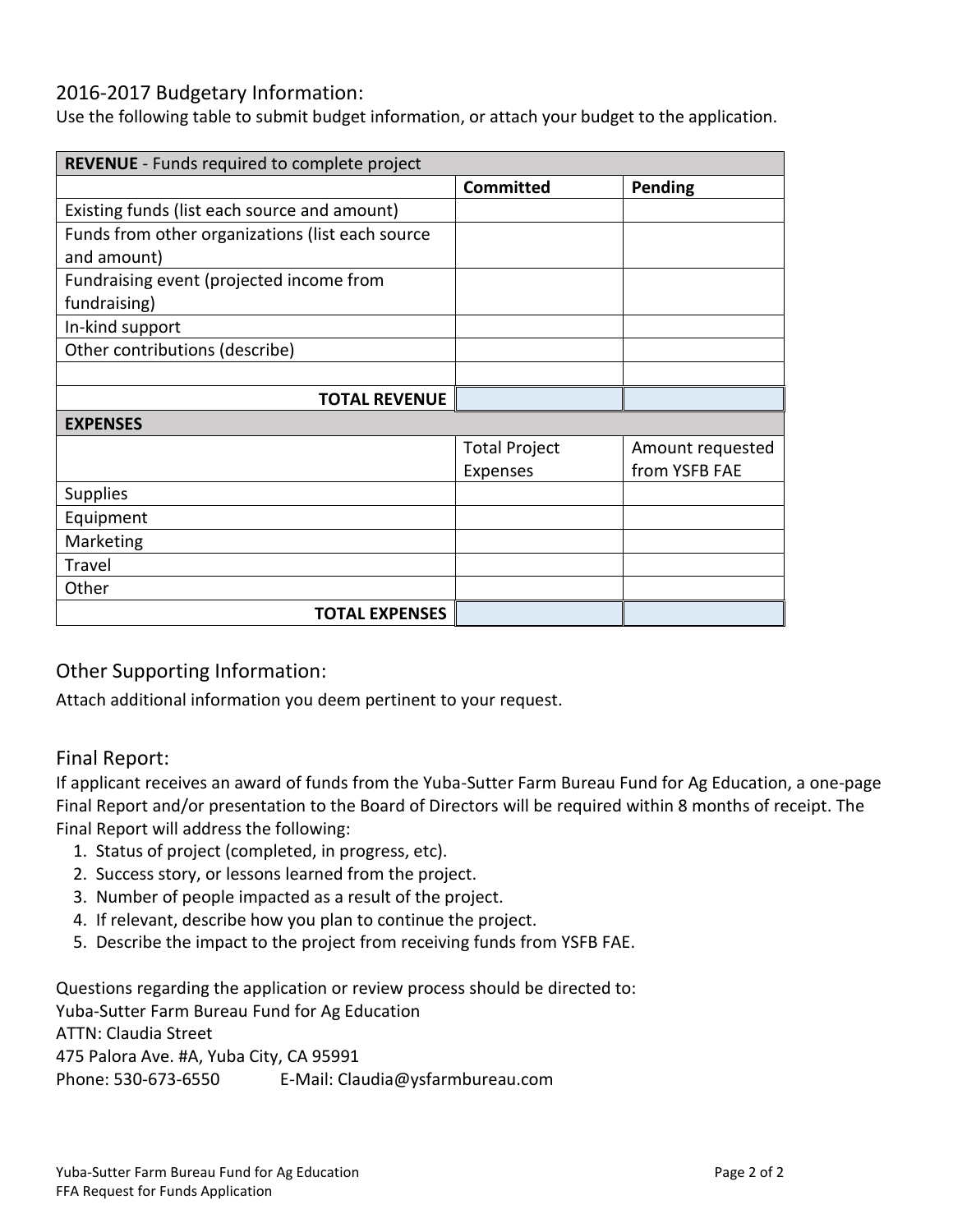## 2016-2017 Budgetary Information:

Use the following table to submit budget information, or attach your budget to the application.

| **REVENUE** - Funds required to complete project | | |
|---|---|---|
| | **Committed** | **Pending** |
| Existing funds (list each source and amount) | | |
| Funds from other organizations (list each source and amount) | | |
| Fundraising event (projected income from fundraising) | | |
| In-kind support | | |
| Other contributions (describe) | | |
| | | |
| **TOTAL REVENUE** | | |
| **EXPENSES** | | |
| | Total Project Expenses | Amount requested from YSFB FAE |
| Supplies | | |
| Equipment | | |
| Marketing | | |
| Travel | | |
| Other | | |
| **TOTAL EXPENSES** | | |

## Other Supporting Information:

Attach additional information you deem pertinent to your request.

## Final Report:

If applicant receives an award of funds from the Yuba-Sutter Farm Bureau Fund for Ag Education, a one-page Final Report and/or presentation to the Board of Directors will be required within 8 months of receipt. The Final Report will address the following:

1. Status of project (completed, in progress, etc).
2. Success story, or lessons learned from the project.
3. Number of people impacted as a result of the project.
4. If relevant, describe how you plan to continue the project.
5. Describe the impact to the project from receiving funds from YSFB FAE.

Questions regarding the application or review process should be directed to:
Yuba-Sutter Farm Bureau Fund for Ag Education
ATTN: Claudia Street
475 Palora Ave. #A, Yuba City, CA 95991
Phone: 530-673-6550 E-Mail: Claudia@ysfarmbureau.com